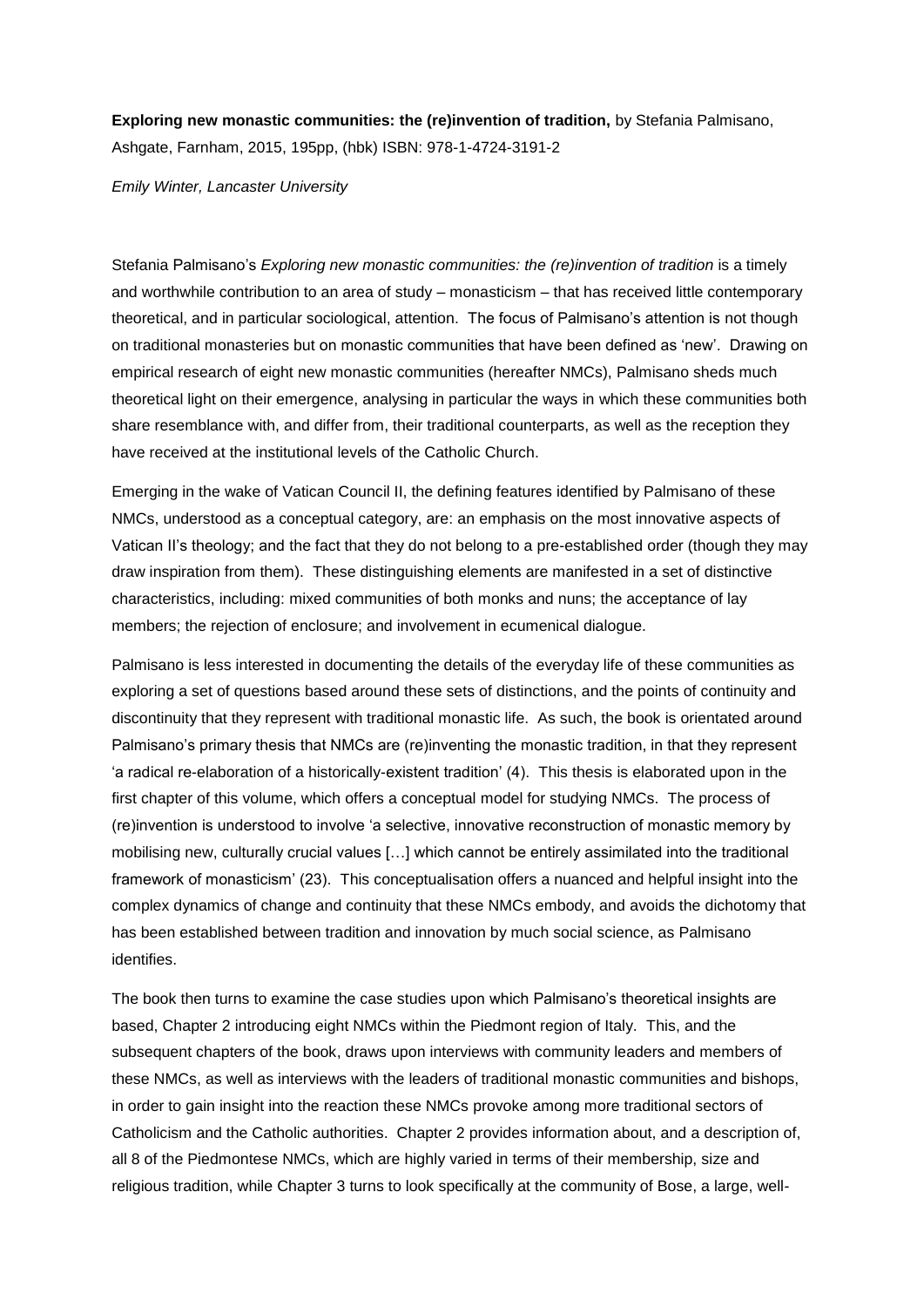**Exploring new monastic communities: the (re)invention of tradition,** by Stefania Palmisano, Ashgate, Farnham, 2015, 195pp, (hbk) ISBN: 978-1-4724-3191-2

*Emily Winter, Lancaster University*

Stefania Palmisano's *Exploring new monastic communities: the (re)invention of tradition* is a timely and worthwhile contribution to an area of study – monasticism – that has received little contemporary theoretical, and in particular sociological, attention. The focus of Palmisano's attention is not though on traditional monasteries but on monastic communities that have been defined as 'new'. Drawing on empirical research of eight new monastic communities (hereafter NMCs), Palmisano sheds much theoretical light on their emergence, analysing in particular the ways in which these communities both share resemblance with, and differ from, their traditional counterparts, as well as the reception they have received at the institutional levels of the Catholic Church.

Emerging in the wake of Vatican Council II, the defining features identified by Palmisano of these NMCs, understood as a conceptual category, are: an emphasis on the most innovative aspects of Vatican II's theology; and the fact that they do not belong to a pre-established order (though they may draw inspiration from them). These distinguishing elements are manifested in a set of distinctive characteristics, including: mixed communities of both monks and nuns; the acceptance of lay members; the rejection of enclosure; and involvement in ecumenical dialogue.

Palmisano is less interested in documenting the details of the everyday life of these communities as exploring a set of questions based around these sets of distinctions, and the points of continuity and discontinuity that they represent with traditional monastic life. As such, the book is orientated around Palmisano's primary thesis that NMCs are (re)inventing the monastic tradition, in that they represent 'a radical re-elaboration of a historically-existent tradition' (4). This thesis is elaborated upon in the first chapter of this volume, which offers a conceptual model for studying NMCs. The process of (re)invention is understood to involve 'a selective, innovative reconstruction of monastic memory by mobilising new, culturally crucial values […] which cannot be entirely assimilated into the traditional framework of monasticism' (23). This conceptualisation offers a nuanced and helpful insight into the complex dynamics of change and continuity that these NMCs embody, and avoids the dichotomy that has been established between tradition and innovation by much social science, as Palmisano identifies.

The book then turns to examine the case studies upon which Palmisano's theoretical insights are based, Chapter 2 introducing eight NMCs within the Piedmont region of Italy. This, and the subsequent chapters of the book, draws upon interviews with community leaders and members of these NMCs, as well as interviews with the leaders of traditional monastic communities and bishops, in order to gain insight into the reaction these NMCs provoke among more traditional sectors of Catholicism and the Catholic authorities. Chapter 2 provides information about, and a description of, all 8 of the Piedmontese NMCs, which are highly varied in terms of their membership, size and religious tradition, while Chapter 3 turns to look specifically at the community of Bose, a large, well-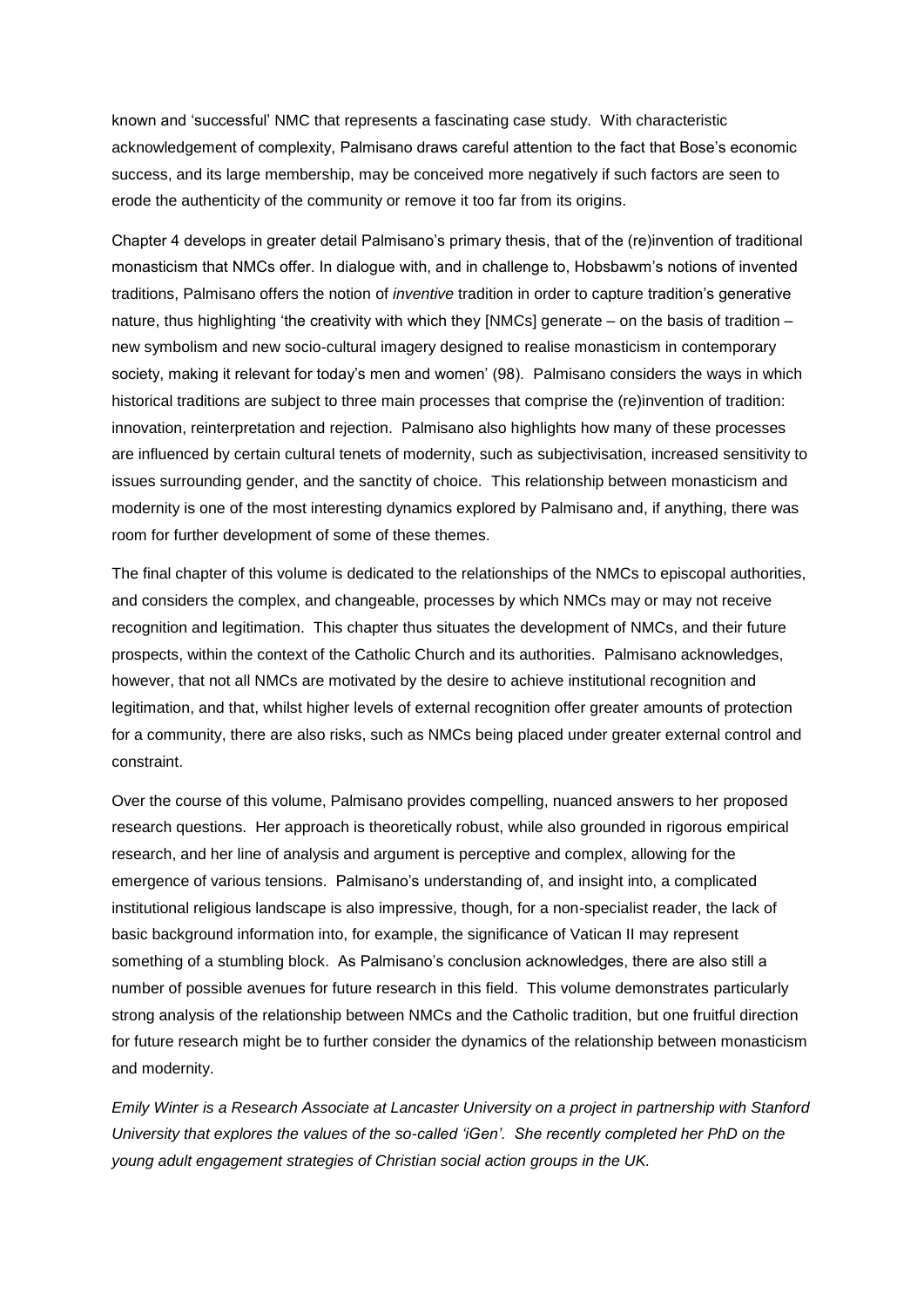known and 'successful' NMC that represents a fascinating case study. With characteristic acknowledgement of complexity, Palmisano draws careful attention to the fact that Bose's economic success, and its large membership, may be conceived more negatively if such factors are seen to erode the authenticity of the community or remove it too far from its origins.

Chapter 4 develops in greater detail Palmisano's primary thesis, that of the (re)invention of traditional monasticism that NMCs offer. In dialogue with, and in challenge to, Hobsbawm's notions of invented traditions, Palmisano offers the notion of *inventive* tradition in order to capture tradition's generative nature, thus highlighting 'the creativity with which they [NMCs] generate – on the basis of tradition – new symbolism and new socio-cultural imagery designed to realise monasticism in contemporary society, making it relevant for today's men and women' (98). Palmisano considers the ways in which historical traditions are subject to three main processes that comprise the (re)invention of tradition: innovation, reinterpretation and rejection. Palmisano also highlights how many of these processes are influenced by certain cultural tenets of modernity, such as subjectivisation, increased sensitivity to issues surrounding gender, and the sanctity of choice. This relationship between monasticism and modernity is one of the most interesting dynamics explored by Palmisano and, if anything, there was room for further development of some of these themes.

The final chapter of this volume is dedicated to the relationships of the NMCs to episcopal authorities, and considers the complex, and changeable, processes by which NMCs may or may not receive recognition and legitimation. This chapter thus situates the development of NMCs, and their future prospects, within the context of the Catholic Church and its authorities. Palmisano acknowledges, however, that not all NMCs are motivated by the desire to achieve institutional recognition and legitimation, and that, whilst higher levels of external recognition offer greater amounts of protection for a community, there are also risks, such as NMCs being placed under greater external control and constraint.

Over the course of this volume, Palmisano provides compelling, nuanced answers to her proposed research questions. Her approach is theoretically robust, while also grounded in rigorous empirical research, and her line of analysis and argument is perceptive and complex, allowing for the emergence of various tensions. Palmisano's understanding of, and insight into, a complicated institutional religious landscape is also impressive, though, for a non-specialist reader, the lack of basic background information into, for example, the significance of Vatican II may represent something of a stumbling block. As Palmisano's conclusion acknowledges, there are also still a number of possible avenues for future research in this field. This volume demonstrates particularly strong analysis of the relationship between NMCs and the Catholic tradition, but one fruitful direction for future research might be to further consider the dynamics of the relationship between monasticism and modernity.

*Emily Winter is a Research Associate at Lancaster University on a project in partnership with Stanford University that explores the values of the so-called 'iGen'. She recently completed her PhD on the young adult engagement strategies of Christian social action groups in the UK.*